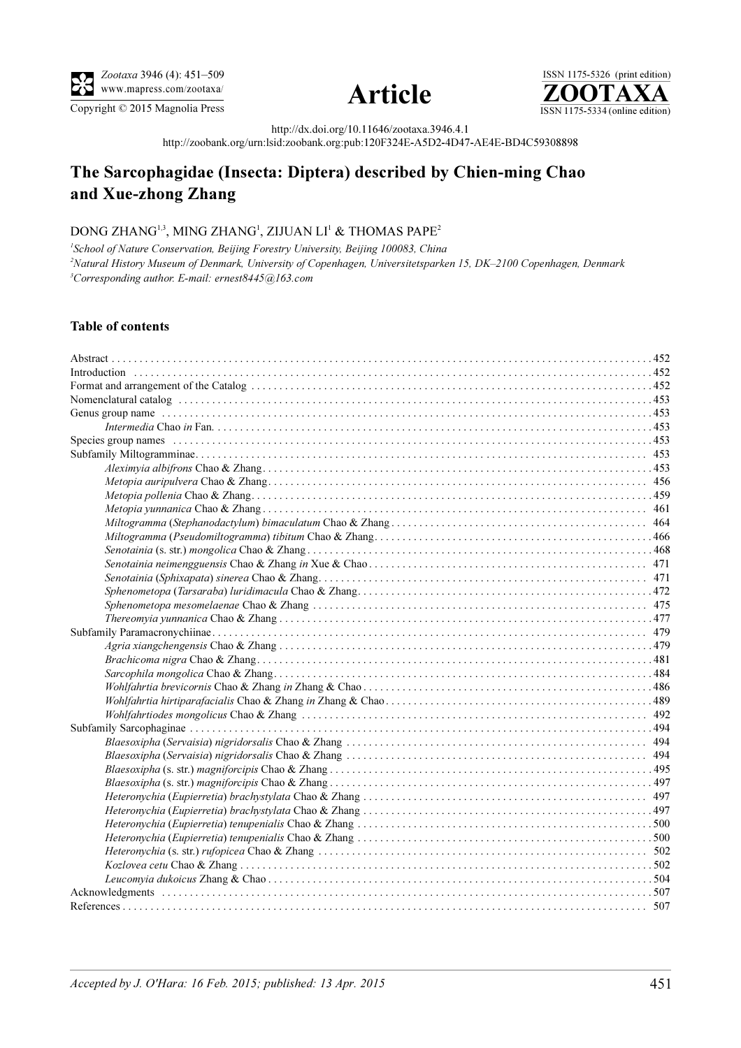Zootaxa 3946 (4): 451–509
www.mapress.com/zootaxa/
Copyright © 2015 Magnolia Press

**Article**

ISSN 1175-5326 (print edition)
**ZOOTAXA**
ISSN 1175-5334 (online edition)

http://dx.doi.org/10.11646/zootaxa.3946.4.1
http://zoobank.org/urn:lsid:zoobank.org:pub:120F324E-A5D2-4D47-AE4E-BD4C59308898

# The Sarcophagidae (Insecta: Diptera) described by Chien-ming Chao and Xue-zhong Zhang

DONG ZHANG[1,3], MING ZHANG[1], ZIJUAN LI[1] & THOMAS PAPE[2]

[1]*School of Nature Conservation, Beijing Forestry University, Beijing 100083, China*
[2]*Natural History Museum of Denmark, University of Copenhagen, Universitetsparken 15, DK–2100 Copenhagen, Denmark*
[3]*Corresponding author. E-mail: ernest8445@163.com*

## Table of contents

Abstract . . . . . 452
Introduction . . . . . 452
Format and arrangement of the Catalog . . . . . 452
Nomenclatural catalog . . . . . 453
Genus group name . . . . . 453
- *Intermedia* Chao *in* Fan. . . . . . 453

Species group names . . . . . 453
Subfamily Miltogramminae. . . . . . 453
- *Aleximyia albifrons* Chao & Zhang. . . . . . 453
- *Metopia auripulvera* Chao & Zhang. . . . . . 456
- *Metopia pollenia* Chao & Zhang. . . . . . 459
- *Metopia yunnanica* Chao & Zhang . . . . . 461
- *Miltogramma* (*Stephanodactylum*) *bimaculatum* Chao & Zhang . . . . . 464
- *Miltogramma* (*Pseudomiltogramma*) *tibitum* Chao & Zhang. . . . . . 466
- *Senotainia* (s. str.) *mongolica* Chao & Zhang . . . . . 468
- *Senotainia neimengguensis* Chao & Zhang *in* Xue & Chao . . . . . 471
- *Senotainia* (*Sphixapata*) *sinerea* Chao & Zhang. . . . . . 471
- *Sphenometopa* (*Tarsaraba*) *luridimacula* Chao & Zhang. . . . . . 472
- *Sphenometopa mesomelaenae* Chao & Zhang . . . . . 475
- *Thereomyia yunnanica* Chao & Zhang . . . . . 477

Subfamily Paramacronychiinae. . . . . . 479
- *Agria xiangchengensis* Chao & Zhang . . . . . 479
- *Brachicoma nigra* Chao & Zhang. . . . . . 481
- *Sarcophila mongolica* Chao & Zhang. . . . . . 484
- *Wohlfahrtia brevicornis* Chao & Zhang *in* Zhang & Chao . . . . . 486
- *Wohlfahrtia hirtiparafacialis* Chao & Zhang *in* Zhang & Chao . . . . . 489
- *Wohlfahrtiodes mongolicus* Chao & Zhang . . . . . 492

Subfamily Sarcophaginae . . . . . 494
- *Blaesoxipha* (*Servaisia*) *nigridorsalis* Chao & Zhang . . . . . 494
- *Blaesoxipha* (*Servaisia*) *nigridorsalis* Chao & Zhang . . . . . 494
- *Blaesoxipha* (s. str.) *magniforcipis* Chao & Zhang . . . . . 495
- *Blaesoxipha* (s. str.) *magniforcipis* Chao & Zhang . . . . . 497
- *Heteronychia* (*Eupierretia*) *brachystylata* Chao & Zhang . . . . . 497
- *Heteronychia* (*Eupierretia*) *brachystylata* Chao & Zhang . . . . . 497
- *Heteronychia* (*Eupierretia*) *tenupenialis* Chao & Zhang . . . . . 500
- *Heteronychia* (*Eupierretia*) *tenupenialis* Chao & Zhang . . . . . 500
- *Heteronychia* (s. str.) *rufopicea* Chao & Zhang . . . . . 502
- *Kozlovea cetu* Chao & Zhang . . . . . 502
- *Leucomyia dukoicus* Zhang & Chao . . . . . 504

Acknowledgments . . . . . 507
References . . . . . 507

*Accepted by J. O'Hara: 16 Feb. 2015; published: 13 Apr. 2015*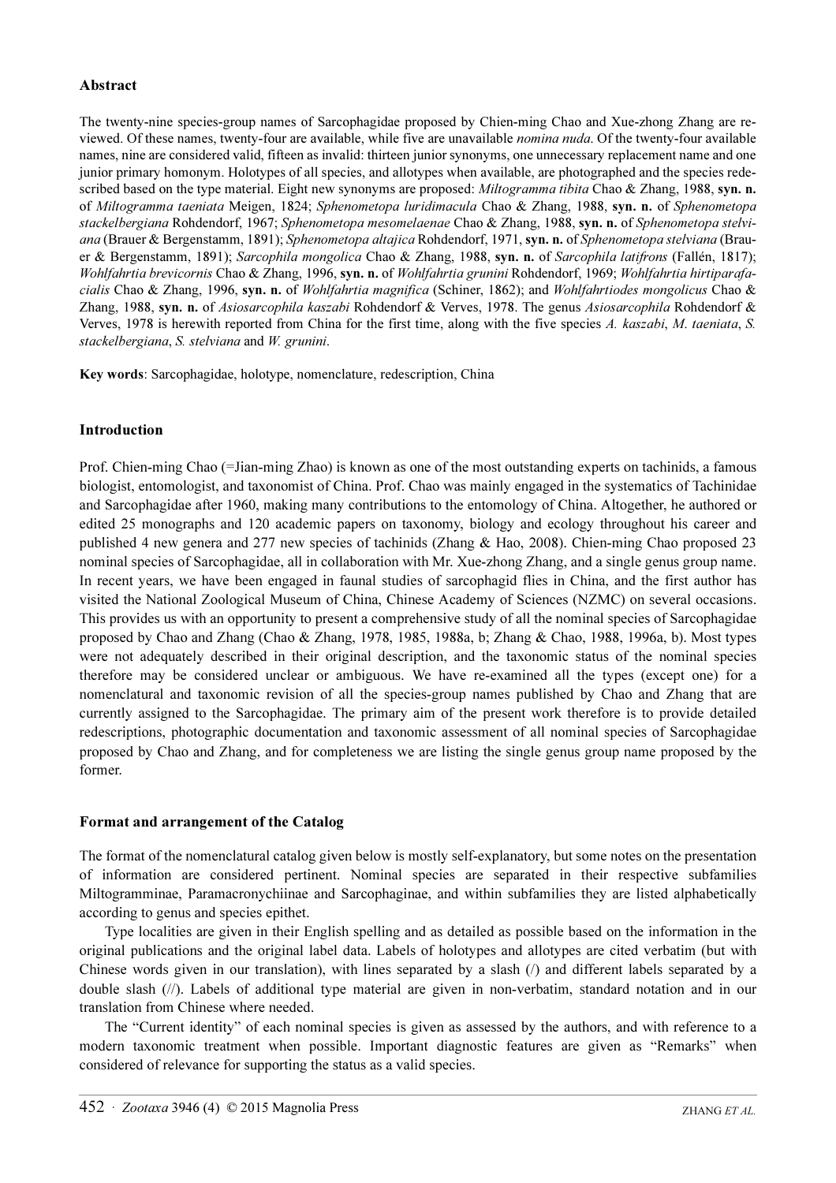## Abstract

The twenty-nine species-group names of Sarcophagidae proposed by Chien-ming Chao and Xue-zhong Zhang are reviewed. Of these names, twenty-four are available, while five are unavailable *nomina nuda*. Of the twenty-four available names, nine are considered valid, fifteen as invalid: thirteen junior synonyms, one unnecessary replacement name and one junior primary homonym. Holotypes of all species, and allotypes when available, are photographed and the species redescribed based on the type material. Eight new synonyms are proposed: *Miltogramma tibita* Chao & Zhang, 1988, **syn. n.** of *Miltogramma taeniata* Meigen, 1824; *Sphenometopa luridimacula* Chao & Zhang, 1988, **syn. n.** of *Sphenometopa stackelbergiana* Rohdendorf, 1967; *Sphenometopa mesomelaenae* Chao & Zhang, 1988, **syn. n.** of *Sphenometopa stelviana* (Brauer & Bergenstamm, 1891); *Sphenometopa altajica* Rohdendorf, 1971, **syn. n.** of *Sphenometopa stelviana* (Brauer & Bergenstamm, 1891); *Sarcophila mongolica* Chao & Zhang, 1988, **syn. n.** of *Sarcophila latifrons* (Fallén, 1817); *Wohlfahrtia brevicornis* Chao & Zhang, 1996, **syn. n.** of *Wohlfahrtia grunini* Rohdendorf, 1969; *Wohlfahrtia hirtiparafacialis* Chao & Zhang, 1996, **syn. n.** of *Wohlfahrtia magnifica* (Schiner, 1862); and *Wohlfahrtiodes mongolicus* Chao & Zhang, 1988, **syn. n.** of *Asiosarcophila kaszabi* Rohdendorf & Verves, 1978. The genus *Asiosarcophila* Rohdendorf & Verves, 1978 is herewith reported from China for the first time, along with the five species *A. kaszabi*, *M. taeniata*, *S. stackelbergiana*, *S. stelviana* and *W. grunini*.

**Key words**: Sarcophagidae, holotype, nomenclature, redescription, China

## Introduction

Prof. Chien-ming Chao (=Jian-ming Zhao) is known as one of the most outstanding experts on tachinids, a famous biologist, entomologist, and taxonomist of China. Prof. Chao was mainly engaged in the systematics of Tachinidae and Sarcophagidae after 1960, making many contributions to the entomology of China. Altogether, he authored or edited 25 monographs and 120 academic papers on taxonomy, biology and ecology throughout his career and published 4 new genera and 277 new species of tachinids (Zhang & Hao, 2008). Chien-ming Chao proposed 23 nominal species of Sarcophagidae, all in collaboration with Mr. Xue-zhong Zhang, and a single genus group name. In recent years, we have been engaged in faunal studies of sarcophagid flies in China, and the first author has visited the National Zoological Museum of China, Chinese Academy of Sciences (NZMC) on several occasions. This provides us with an opportunity to present a comprehensive study of all the nominal species of Sarcophagidae proposed by Chao and Zhang (Chao & Zhang, 1978, 1985, 1988a, b; Zhang & Chao, 1988, 1996a, b). Most types were not adequately described in their original description, and the taxonomic status of the nominal species therefore may be considered unclear or ambiguous. We have re-examined all the types (except one) for a nomenclatural and taxonomic revision of all the species-group names published by Chao and Zhang that are currently assigned to the Sarcophagidae. The primary aim of the present work therefore is to provide detailed redescriptions, photographic documentation and taxonomic assessment of all nominal species of Sarcophagidae proposed by Chao and Zhang, and for completeness we are listing the single genus group name proposed by the former.

## Format and arrangement of the Catalog

The format of the nomenclatural catalog given below is mostly self-explanatory, but some notes on the presentation of information are considered pertinent. Nominal species are separated in their respective subfamilies Miltogramminae, Paramacronychiinae and Sarcophaginae, and within subfamilies they are listed alphabetically according to genus and species epithet.

Type localities are given in their English spelling and as detailed as possible based on the information in the original publications and the original label data. Labels of holotypes and allotypes are cited verbatim (but with Chinese words given in our translation), with lines separated by a slash (/) and different labels separated by a double slash (//). Labels of additional type material are given in non-verbatim, standard notation and in our translation from Chinese where needed.

The "Current identity" of each nominal species is given as assessed by the authors, and with reference to a modern taxonomic treatment when possible. Important diagnostic features are given as "Remarks" when considered of relevance for supporting the status as a valid species.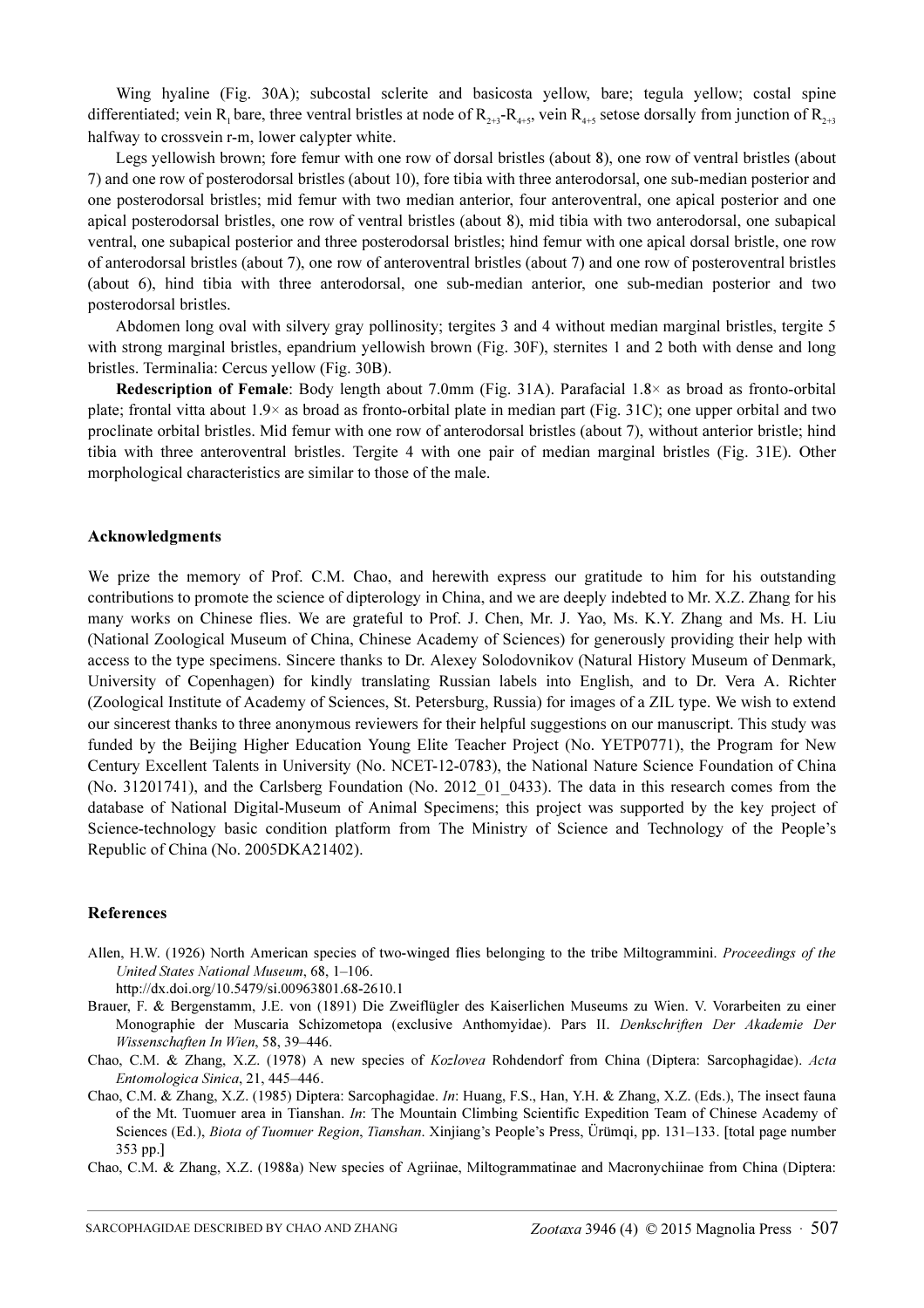Wing hyaline (Fig. 30A); subcostal sclerite and basicosta yellow, bare; tegula yellow; costal spine differentiated; vein $R_1$ bare, three ventral bristles at node of $R_{2+3}$-$R_{4+5}$, vein $R_{4+5}$ setose dorsally from junction of $R_{2+3}$ halfway to crossvein r-m, lower calypter white.

Legs yellowish brown; fore femur with one row of dorsal bristles (about 8), one row of ventral bristles (about 7) and one row of posterodorsal bristles (about 10), fore tibia with three anterodorsal, one sub-median posterior and one posterodorsal bristles; mid femur with two median anterior, four anteroventral, one apical posterior and one apical posterodorsal bristles, one row of ventral bristles (about 8), mid tibia with two anterodorsal, one subapical ventral, one subapical posterior and three posterodorsal bristles; hind femur with one apical dorsal bristle, one row of anterodorsal bristles (about 7), one row of anteroventral bristles (about 7) and one row of posteroventral bristles (about 6), hind tibia with three anterodorsal, one sub-median anterior, one sub-median posterior and two posterodorsal bristles.

Abdomen long oval with silvery gray pollinosity; tergites 3 and 4 without median marginal bristles, tergite 5 with strong marginal bristles, epandrium yellowish brown (Fig. 30F), sternites 1 and 2 both with dense and long bristles. Terminalia: Cercus yellow (Fig. 30B).

**Redescription of Female**: Body length about 7.0mm (Fig. 31A). Parafacial 1.8× as broad as fronto-orbital plate; frontal vitta about 1.9× as broad as fronto-orbital plate in median part (Fig. 31C); one upper orbital and two proclinate orbital bristles. Mid femur with one row of anterodorsal bristles (about 7), without anterior bristle; hind tibia with three anteroventral bristles. Tergite 4 with one pair of median marginal bristles (Fig. 31E). Other morphological characteristics are similar to those of the male.

## Acknowledgments

We prize the memory of Prof. C.M. Chao, and herewith express our gratitude to him for his outstanding contributions to promote the science of dipterology in China, and we are deeply indebted to Mr. X.Z. Zhang for his many works on Chinese flies. We are grateful to Prof. J. Chen, Mr. J. Yao, Ms. K.Y. Zhang and Ms. H. Liu (National Zoological Museum of China, Chinese Academy of Sciences) for generously providing their help with access to the type specimens. Sincere thanks to Dr. Alexey Solodovnikov (Natural History Museum of Denmark, University of Copenhagen) for kindly translating Russian labels into English, and to Dr. Vera A. Richter (Zoological Institute of Academy of Sciences, St. Petersburg, Russia) for images of a ZIL type. We wish to extend our sincerest thanks to three anonymous reviewers for their helpful suggestions on our manuscript. This study was funded by the Beijing Higher Education Young Elite Teacher Project (No. YETP0771), the Program for New Century Excellent Talents in University (No. NCET-12-0783), the National Nature Science Foundation of China (No. 31201741), and the Carlsberg Foundation (No. 2012_01_0433). The data in this research comes from the database of National Digital-Museum of Animal Specimens; this project was supported by the key project of Science-technology basic condition platform from The Ministry of Science and Technology of the People's Republic of China (No. 2005DKA21402).

## References

Allen, H.W. (1926) North American species of two-winged flies belonging to the tribe Miltogrammini. *Proceedings of the United States National Museum*, 68, 1–106.
http://dx.doi.org/10.5479/si.00963801.68-2610.1

Brauer, F. & Bergenstamm, J.E. von (1891) Die Zweiflügler des Kaiserlichen Museums zu Wien. V. Vorarbeiten zu einer Monographie der Muscaria Schizometopa (exclusive Anthomyidae). Pars II. *Denkschriften Der Akademie Der Wissenschaften In Wien*, 58, 39–446.

Chao, C.M. & Zhang, X.Z. (1978) A new species of *Kozlovea* Rohdendorf from China (Diptera: Sarcophagidae). *Acta Entomologica Sinica*, 21, 445–446.

Chao, C.M. & Zhang, X.Z. (1985) Diptera: Sarcophagidae. *In*: Huang, F.S., Han, Y.H. & Zhang, X.Z. (Eds.), The insect fauna of the Mt. Tuomuer area in Tianshan. *In*: The Mountain Climbing Scientific Expedition Team of Chinese Academy of Sciences (Ed.), *Biota of Tuomuer Region*, *Tianshan*. Xinjiang's People's Press, Ürümqi, pp. 131–133. [total page number 353 pp.]

Chao, C.M. & Zhang, X.Z. (1988a) New species of Agriinae, Miltogrammatinae and Macronychiinae from China (Diptera: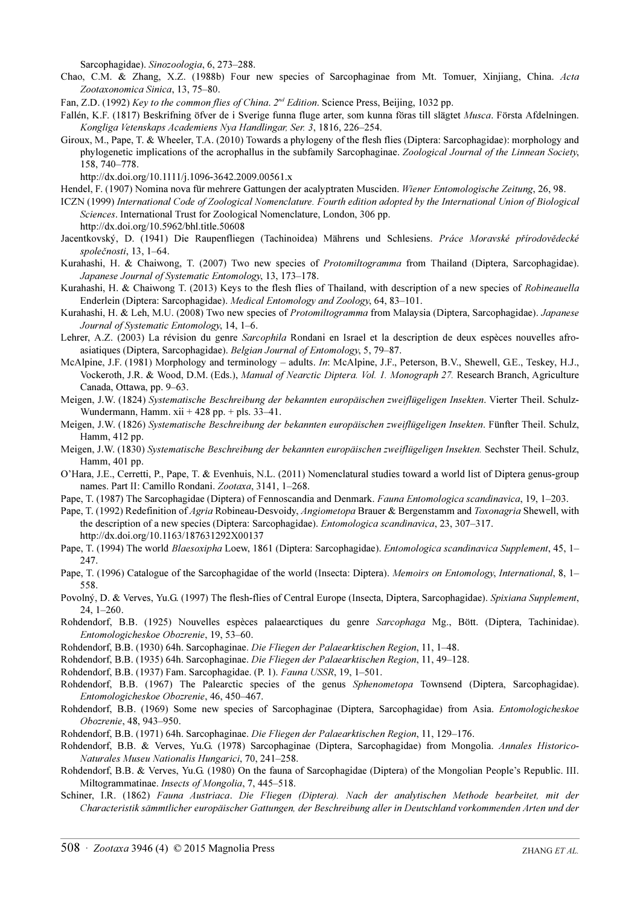Sarcophagidae). *Sinozoologia*, 6, 273–288.

Chao, C.M. & Zhang, X.Z. (1988b) Four new species of Sarcophaginae from Mt. Tomuer, Xinjiang, China. *Acta Zootaxonomica Sinica*, 13, 75–80.

Fan, Z.D. (1992) *Key to the common flies of China. 2nd Edition*. Science Press, Beijing, 1032 pp.

Fallén, K.F. (1817) Beskrifning öfver de i Sverige funna fluge arter, som kunna föras till slägtet *Musca*. Första Afdelningen. *Kongliga Vetenskaps Academiens Nya Handlingar, Ser. 3*, 1816, 226–254.

Giroux, M., Pape, T. & Wheeler, T.A. (2010) Towards a phylogeny of the flesh flies (Diptera: Sarcophagidae): morphology and phylogenetic implications of the acrophallus in the subfamily Sarcophaginae. *Zoological Journal of the Linnean Society*, 158, 740–778.
http://dx.doi.org/10.1111/j.1096-3642.2009.00561.x

Hendel, F. (1907) Nomina nova für mehrere Gattungen der acalyptraten Musciden. *Wiener Entomologische Zeitung*, 26, 98.

ICZN (1999) *International Code of Zoological Nomenclature. Fourth edition adopted by the International Union of Biological Sciences*. International Trust for Zoological Nomenclature, London, 306 pp.
http://dx.doi.org/10.5962/bhl.title.50608

Jacentkovský, D. (1941) Die Raupenfliegen (Tachinoidea) Mährens und Schlesiens. *Práce Moravské přírodovědecké společnosti*, 13, 1–64.

Kurahashi, H. & Chaiwong, T. (2007) Two new species of *Protomiltogramma* from Thailand (Diptera, Sarcophagidae). *Japanese Journal of Systematic Entomology*, 13, 173–178.

Kurahashi, H. & Chaiwong T. (2013) Keys to the flesh flies of Thailand, with description of a new species of *Robineauella* Enderlein (Diptera: Sarcophagidae). *Medical Entomology and Zoology*, 64, 83–101.

Kurahashi, H. & Leh, M.U. (2008) Two new species of *Protomiltogramma* from Malaysia (Diptera, Sarcophagidae). *Japanese Journal of Systematic Entomology*, 14, 1–6.

Lehrer, A.Z. (2003) La révision du genre *Sarcophila* Rondani en Israel et la description de deux espèces nouvelles afro-asiatiques (Diptera, Sarcophagidae). *Belgian Journal of Entomology*, 5, 79–87.

McAlpine, J.F. (1981) Morphology and terminology – adults. *In*: McAlpine, J.F., Peterson, B.V., Shewell, G.E., Teskey, H.J., Vockeroth, J.R. & Wood, D.M. (Eds.), *Manual of Nearctic Diptera. Vol. 1. Monograph 27.* Research Branch, Agriculture Canada, Ottawa, pp. 9–63.

Meigen, J.W. (1824) *Systematische Beschreibung der bekannten europäischen zweiflügeligen Insekten*. Vierter Theil. Schulz-Wundermann, Hamm. xii + 428 pp. + pls. 33–41.

Meigen, J.W. (1826) *Systematische Beschreibung der bekannten europäischen zweiflügeligen Insekten*. Fünfter Theil. Schulz, Hamm, 412 pp.

Meigen, J.W. (1830) *Systematische Beschreibung der bekannten europäischen zweiflügeligen Insekten.* Sechster Theil. Schulz, Hamm, 401 pp.

O'Hara, J.E., Cerretti, P., Pape, T. & Evenhuis, N.L. (2011) Nomenclatural studies toward a world list of Diptera genus-group names. Part II: Camillo Rondani. *Zootaxa*, 3141, 1–268.

Pape, T. (1987) The Sarcophagidae (Diptera) of Fennoscandia and Denmark. *Fauna Entomologica scandinavica*, 19, 1–203.

Pape, T. (1992) Redefinition of *Agria* Robineau-Desvoidy, *Angiometopa* Brauer & Bergenstamm and *Toxonagria* Shewell, with the description of a new species (Diptera: Sarcophagidae). *Entomologica scandinavica*, 23, 307–317.
http://dx.doi.org/10.1163/187631292X00137

Pape, T. (1994) The world *Blaesoxipha* Loew, 1861 (Diptera: Sarcophagidae). *Entomologica scandinavica Supplement*, 45, 1–247.

Pape, T. (1996) Catalogue of the Sarcophagidae of the world (Insecta: Diptera). *Memoirs on Entomology, International*, 8, 1–558.

Povolný, D. & Verves, Yu.G. (1997) The flesh-flies of Central Europe (Insecta, Diptera, Sarcophagidae). *Spixiana Supplement*, 24, 1–260.

Rohdendorf, B.B. (1925) Nouvelles espèces palaearctiques du genre *Sarcophaga* Mg., Bött. (Diptera, Tachinidae). *Entomologicheskoe Obozrenie*, 19, 53–60.

Rohdendorf, B.B. (1930) 64h. Sarcophaginae. *Die Fliegen der Palaearktischen Region*, 11, 1–48.

Rohdendorf, B.B. (1935) 64h. Sarcophaginae. *Die Fliegen der Palaearktischen Region*, 11, 49–128.

Rohdendorf, B.B. (1937) Fam. Sarcophagidae. (P. 1). *Fauna USSR*, 19, 1–501.

Rohdendorf, B.B. (1967) The Palearctic species of the genus *Sphenometopa* Townsend (Diptera, Sarcophagidae). *Entomologicheskoe Obozrenie*, 46, 450–467.

Rohdendorf, B.B. (1969) Some new species of Sarcophaginae (Diptera, Sarcophagidae) from Asia. *Entomologicheskoe Obozrenie*, 48, 943–950.

Rohdendorf, B.B. (1971) 64h. Sarcophaginae. *Die Fliegen der Palaearktischen Region*, 11, 129–176.

Rohdendorf, B.B. & Verves, Yu.G. (1978) Sarcophaginae (Diptera, Sarcophagidae) from Mongolia. *Annales Historico-Naturales Museu Nationalis Hungarici*, 70, 241–258.

Rohdendorf, B.B. & Verves, Yu.G. (1980) On the fauna of Sarcophagidae (Diptera) of the Mongolian People's Republic. III. Miltogrammatinae. *Insects of Mongolia*, 7, 445–518.

Schiner, I.R. (1862) *Fauna Austriaca. Die Fliegen (Diptera). Nach der analytischen Methode bearbeitet, mit der Characteristik sämmtlicher europäischer Gattungen, der Beschreibung aller in Deutschland vorkommenden Arten und der*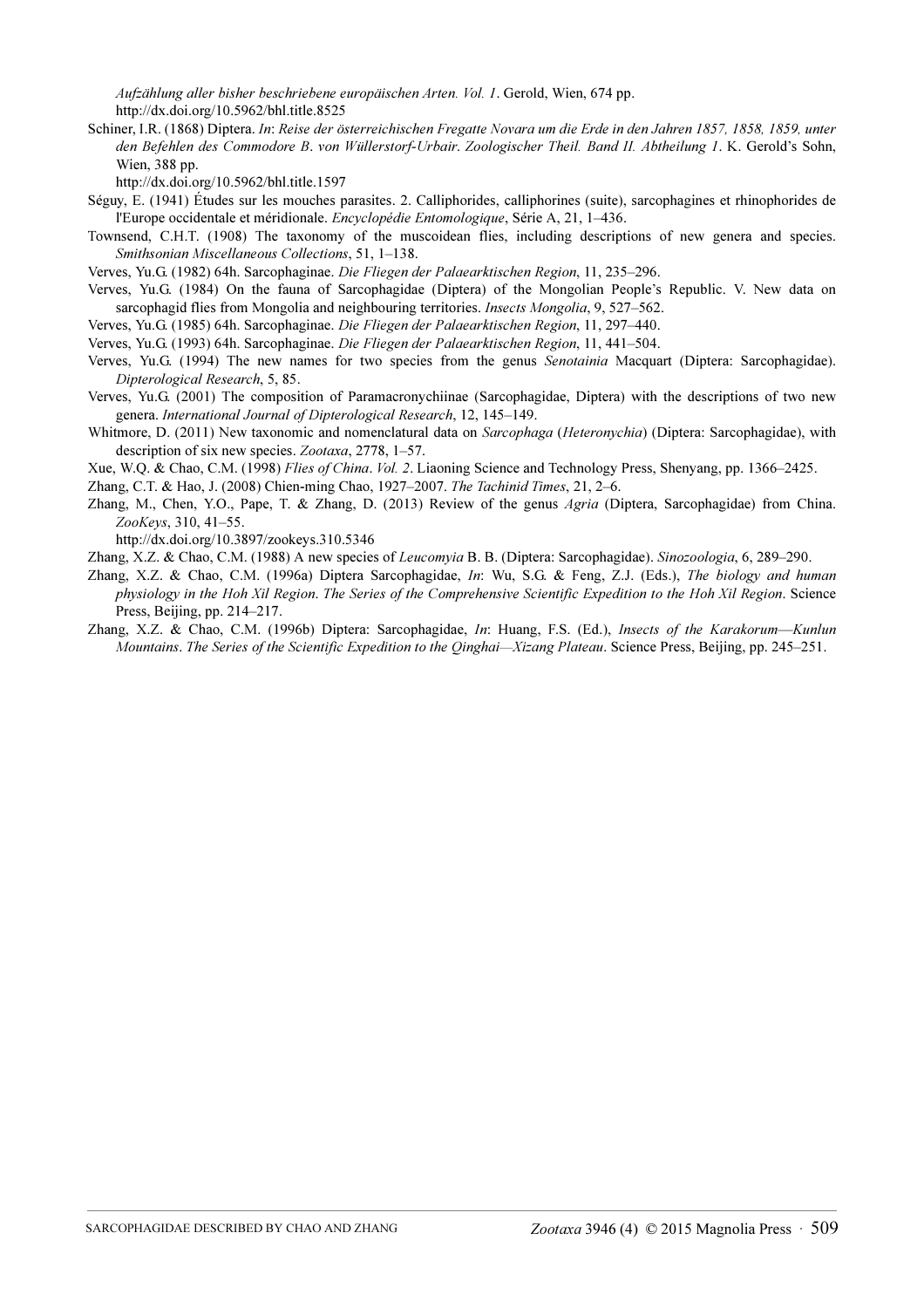*Aufzählung aller bisher beschriebene europäischen Arten. Vol. 1*. Gerold, Wien, 674 pp.
http://dx.doi.org/10.5962/bhl.title.8525

Schiner, I.R. (1868) Diptera. *In*: *Reise der österreichischen Fregatte Novara um die Erde in den Jahren 1857, 1858, 1859, unter den Befehlen des Commodore B. von Wüllerstorf-Urbair. Zoologischer Theil. Band II. Abtheilung 1*. K. Gerold's Sohn, Wien, 388 pp.
http://dx.doi.org/10.5962/bhl.title.1597

Séguy, E. (1941) Études sur les mouches parasites. 2. Calliphorides, calliphorines (suite), sarcophagines et rhinophorides de l'Europe occidentale et méridionale. *Encyclopédie Entomologique*, Série A, 21, 1–436.

Townsend, C.H.T. (1908) The taxonomy of the muscoidean flies, including descriptions of new genera and species. *Smithsonian Miscellaneous Collections*, 51, 1–138.

Verves, Yu.G. (1982) 64h. Sarcophaginae. *Die Fliegen der Palaearktischen Region*, 11, 235–296.

Verves, Yu.G. (1984) On the fauna of Sarcophagidae (Diptera) of the Mongolian People's Republic. V. New data on sarcophagid flies from Mongolia and neighbouring territories. *Insects Mongolia*, 9, 527–562.

Verves, Yu.G. (1985) 64h. Sarcophaginae. *Die Fliegen der Palaearktischen Region*, 11, 297–440.

Verves, Yu.G. (1993) 64h. Sarcophaginae. *Die Fliegen der Palaearktischen Region*, 11, 441–504.

Verves, Yu.G. (1994) The new names for two species from the genus *Senotainia* Macquart (Diptera: Sarcophagidae). *Dipterological Research*, 5, 85.

Verves, Yu.G. (2001) The composition of Paramacronychiinae (Sarcophagidae, Diptera) with the descriptions of two new genera. *International Journal of Dipterological Research*, 12, 145–149.

Whitmore, D. (2011) New taxonomic and nomenclatural data on *Sarcophaga* (*Heteronychia*) (Diptera: Sarcophagidae), with description of six new species. *Zootaxa*, 2778, 1–57.

Xue, W.Q. & Chao, C.M. (1998) *Flies of China*. *Vol. 2*. Liaoning Science and Technology Press, Shenyang, pp. 1366–2425.

Zhang, C.T. & Hao, J. (2008) Chien-ming Chao, 1927–2007. *The Tachinid Times*, 21, 2–6.

Zhang, M., Chen, Y.O., Pape, T. & Zhang, D. (2013) Review of the genus *Agria* (Diptera, Sarcophagidae) from China. *ZooKeys*, 310, 41–55.
http://dx.doi.org/10.3897/zookeys.310.5346

Zhang, X.Z. & Chao, C.M. (1988) A new species of *Leucomyia* B. B. (Diptera: Sarcophagidae). *Sinozoologia*, 6, 289–290.

Zhang, X.Z. & Chao, C.M. (1996a) Diptera Sarcophagidae, *In*: Wu, S.G. & Feng, Z.J. (Eds.), *The biology and human physiology in the Hoh Xil Region*. *The Series of the Comprehensive Scientific Expedition to the Hoh Xil Region*. Science Press, Beijing, pp. 214–217.

Zhang, X.Z. & Chao, C.M. (1996b) Diptera: Sarcophagidae, *In*: Huang, F.S. (Ed.), *Insects of the Karakorum—Kunlun Mountains*. *The Series of the Scientific Expedition to the Qinghai—Xizang Plateau*. Science Press, Beijing, pp. 245–251.